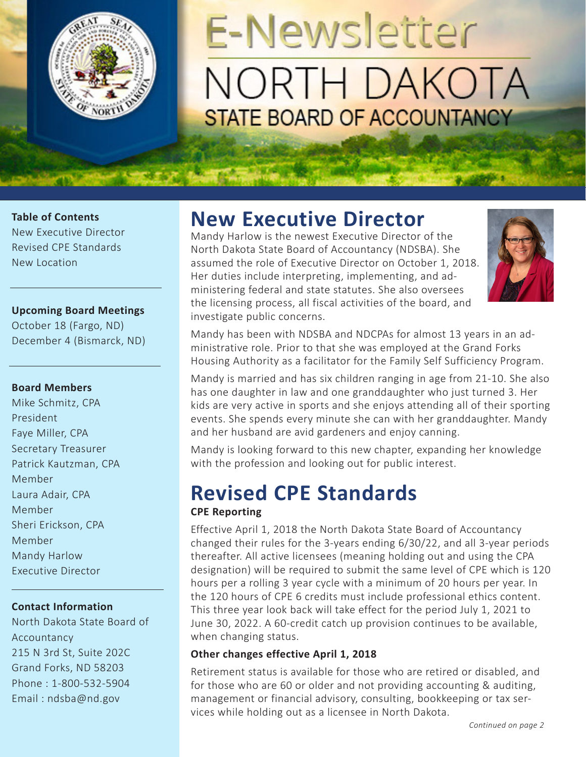# E-Newsletter NORTH DAKOTA STATE BOARD OF ACCOUNTANCY

**Table of Contents**
New Executive Director
Revised CPE Standards
New Location

**Upcoming Board Meetings**
October 18 (Fargo, ND)
December 4 (Bismarck, ND)

**Board Members**
Mike Schmitz, CPA
President
Faye Miller, CPA
Secretary Treasurer
Patrick Kautzman, CPA
Member
Laura Adair, CPA
Member
Sheri Erickson, CPA
Member
Mandy Harlow
Executive Director

**Contact Information**
North Dakota State Board of Accountancy
215 N 3rd St, Suite 202C
Grand Forks, ND 58203
Phone : 1-800-532-5904
Email : ndsba@nd.gov

## New Executive Director

Mandy Harlow is the newest Executive Director of the North Dakota State Board of Accountancy (NDSBA). She assumed the role of Executive Director on October 1, 2018. Her duties include interpreting, implementing, and administering federal and state statutes. She also oversees the licensing process, all fiscal activities of the board, and investigate public concerns.

Mandy has been with NDSBA and NDCPAs for almost 13 years in an administrative role. Prior to that she was employed at the Grand Forks Housing Authority as a facilitator for the Family Self Sufficiency Program.

Mandy is married and has six children ranging in age from 21-10. She also has one daughter in law and one granddaughter who just turned 3. Her kids are very active in sports and she enjoys attending all of their sporting events. She spends every minute she can with her granddaughter. Mandy and her husband are avid gardeners and enjoy canning.

Mandy is looking forward to this new chapter, expanding her knowledge with the profession and looking out for public interest.

## Revised CPE Standards

**CPE Reporting**

Effective April 1, 2018 the North Dakota State Board of Accountancy changed their rules for the 3-years ending 6/30/22, and all 3-year periods thereafter. All active licensees (meaning holding out and using the CPA designation) will be required to submit the same level of CPE which is 120 hours per a rolling 3 year cycle with a minimum of 20 hours per year. In the 120 hours of CPE 6 credits must include professional ethics content. This three year look back will take effect for the period July 1, 2021 to June 30, 2022. A 60-credit catch up provision continues to be available, when changing status.

**Other changes effective April 1, 2018**

Retirement status is available for those who are retired or disabled, and for those who are 60 or older and not providing accounting & auditing, management or financial advisory, consulting, bookkeeping or tax services while holding out as a licensee in North Dakota.

*Continued on page 2*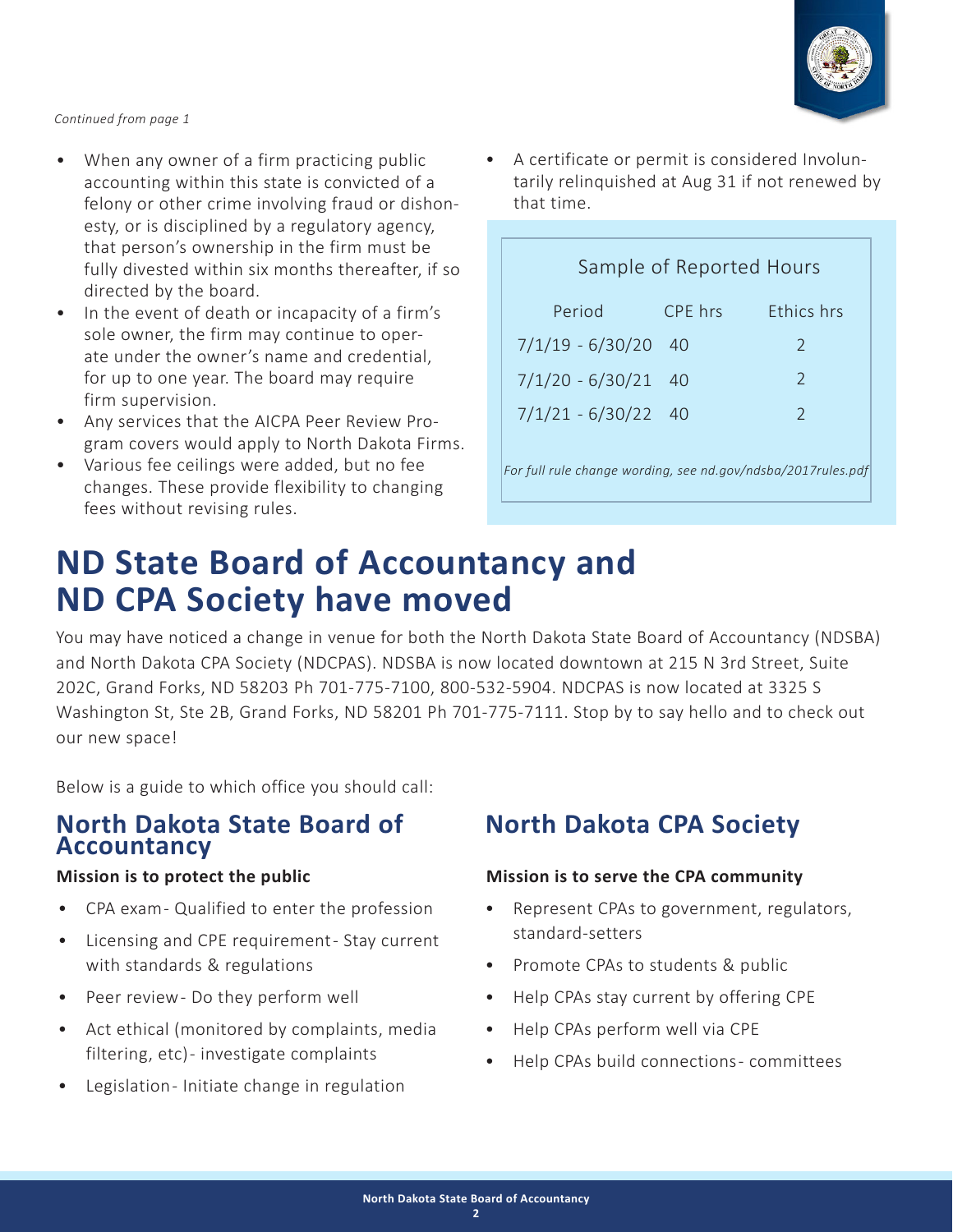*Continued from page 1*

- When any owner of a firm practicing public accounting within this state is convicted of a felony or other crime involving fraud or dishonesty, or is disciplined by a regulatory agency, that person's ownership in the firm must be fully divested within six months thereafter, if so directed by the board.
- In the event of death or incapacity of a firm's sole owner, the firm may continue to operate under the owner's name and credential, for up to one year. The board may require firm supervision.
- Any services that the AICPA Peer Review Program covers would apply to North Dakota Firms.
- Various fee ceilings were added, but no fee changes. These provide flexibility to changing fees without revising rules.
- A certificate or permit is considered Involuntarily relinquished at Aug 31 if not renewed by that time.

Sample of Reported Hours

| Period | CPE hrs | Ethics hrs |
|---|---|---|
| 7/1/19 - 6/30/20 | 40 | 2 |
| 7/1/20 - 6/30/21 | 40 | 2 |
| 7/1/21 - 6/30/22 | 40 | 2 |

*For full rule change wording, see nd.gov/ndsba/2017rules.pdf*

# ND State Board of Accountancy and ND CPA Society have moved

You may have noticed a change in venue for both the North Dakota State Board of Accountancy (NDSBA) and North Dakota CPA Society (NDCPAS). NDSBA is now located downtown at 215 N 3rd Street, Suite 202C, Grand Forks, ND 58203 Ph 701-775-7100, 800-532-5904. NDCPAS is now located at 3325 S Washington St, Ste 2B, Grand Forks, ND 58201 Ph 701-775-7111. Stop by to say hello and to check out our new space!

Below is a guide to which office you should call:

## North Dakota State Board of Accountancy

**Mission is to protect the public**

- CPA exam- Qualified to enter the profession
- Licensing and CPE requirement- Stay current with standards & regulations
- Peer review- Do they perform well
- Act ethical (monitored by complaints, media filtering, etc)- investigate complaints
- Legislation- Initiate change in regulation

## North Dakota CPA Society

**Mission is to serve the CPA community**

- Represent CPAs to government, regulators, standard-setters
- Promote CPAs to students & public
- Help CPAs stay current by offering CPE
- Help CPAs perform well via CPE
- Help CPAs build connections- committees